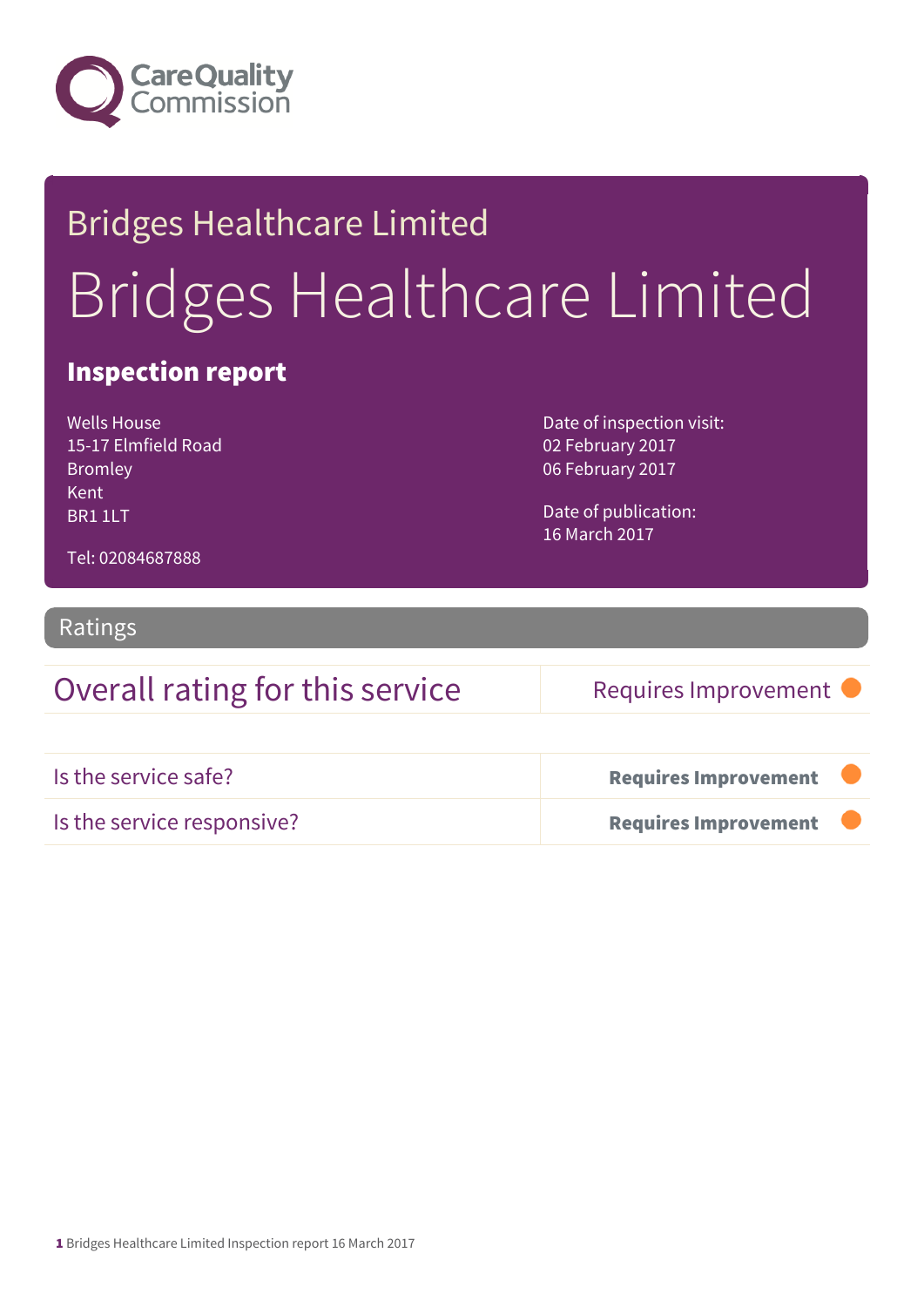Care Quality Commission

# Bridges Healthcare Limited

# Bridges Healthcare Limited

## Inspection report

Wells House
15-17 Elmfield Road
Bromley
Kent
BR1 1LT

Tel: 02084687888

Date of inspection visit:
02 February 2017
06 February 2017

Date of publication:
16 March 2017

## Ratings

| Overall rating for this service | Requires Improvement |
| --- | --- |

| Is the service safe? | **Requires Improvement** |
| --- | --- |
| Is the service responsive? | **Requires Improvement** |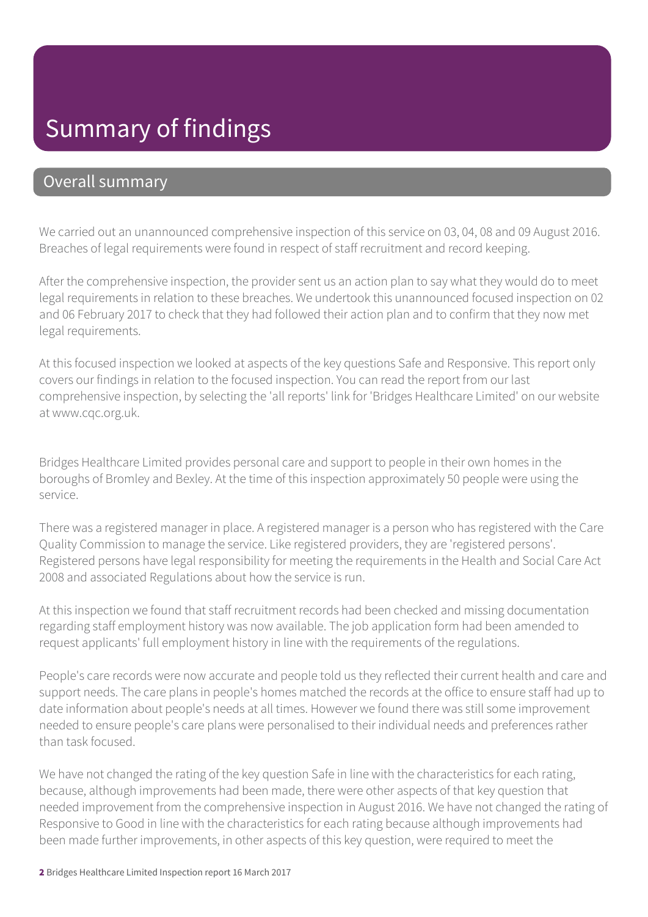# Summary of findings

## Overall summary

We carried out an unannounced comprehensive inspection of this service on 03, 04, 08 and 09 August 2016. Breaches of legal requirements were found in respect of staff recruitment and record keeping.

After the comprehensive inspection, the provider sent us an action plan to say what they would do to meet legal requirements in relation to these breaches. We undertook this unannounced focused inspection on 02 and 06 February 2017 to check that they had followed their action plan and to confirm that they now met legal requirements.

At this focused inspection we looked at aspects of the key questions Safe and Responsive. This report only covers our findings in relation to the focused inspection. You can read the report from our last comprehensive inspection, by selecting the 'all reports' link for 'Bridges Healthcare Limited' on our website at www.cqc.org.uk.

Bridges Healthcare Limited provides personal care and support to people in their own homes in the boroughs of Bromley and Bexley. At the time of this inspection approximately 50 people were using the service.

There was a registered manager in place. A registered manager is a person who has registered with the Care Quality Commission to manage the service. Like registered providers, they are 'registered persons'. Registered persons have legal responsibility for meeting the requirements in the Health and Social Care Act 2008 and associated Regulations about how the service is run.

At this inspection we found that staff recruitment records had been checked and missing documentation regarding staff employment history was now available. The job application form had been amended to request applicants' full employment history in line with the requirements of the regulations.

People's care records were now accurate and people told us they reflected their current health and care and support needs. The care plans in people's homes matched the records at the office to ensure staff had up to date information about people's needs at all times. However we found there was still some improvement needed to ensure people's care plans were personalised to their individual needs and preferences rather than task focused.

We have not changed the rating of the key question Safe in line with the characteristics for each rating, because, although improvements had been made, there were other aspects of that key question that needed improvement from the comprehensive inspection in August 2016. We have not changed the rating of Responsive to Good in line with the characteristics for each rating because although improvements had been made further improvements, in other aspects of this key question, were required to meet the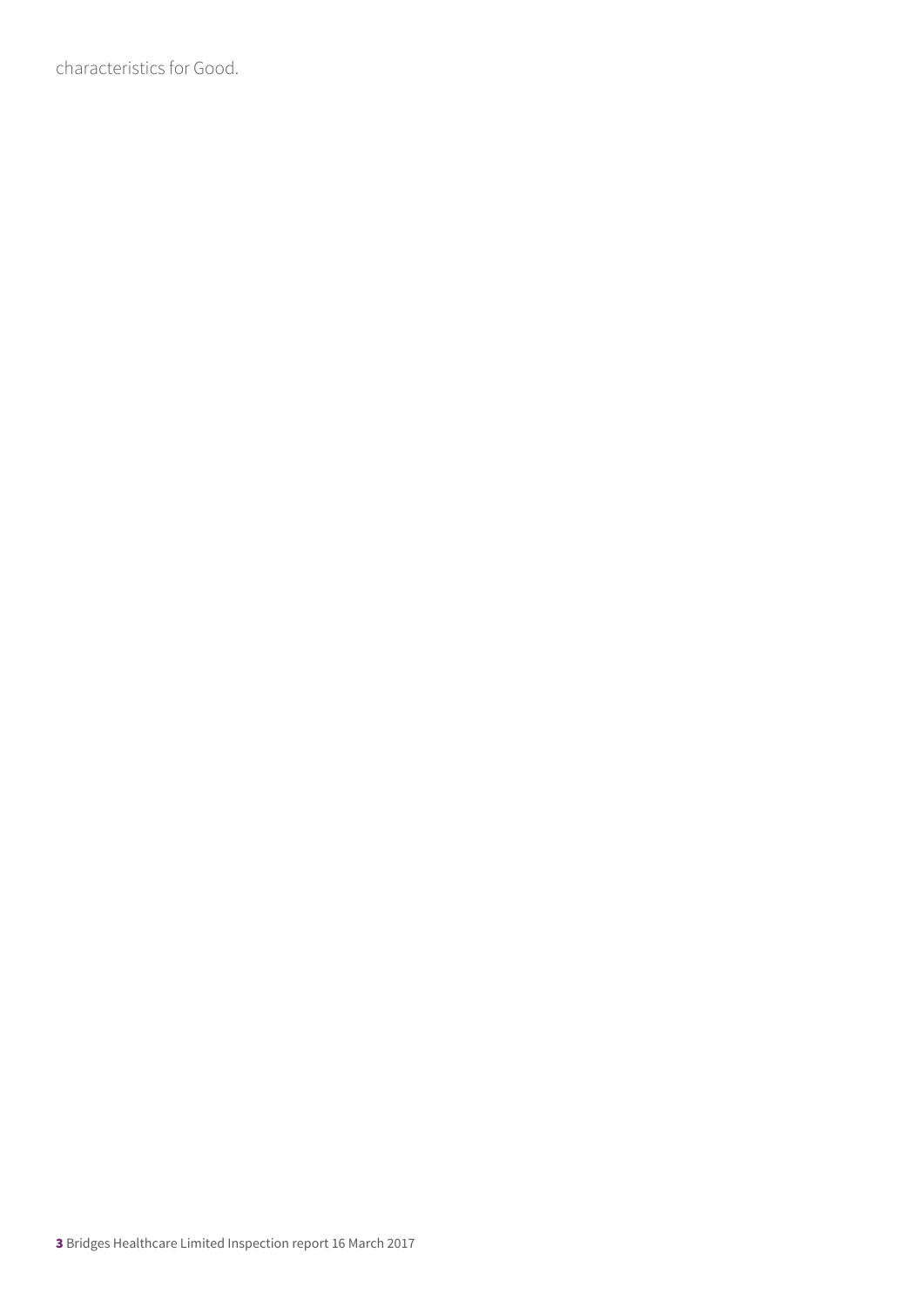characteristics for Good.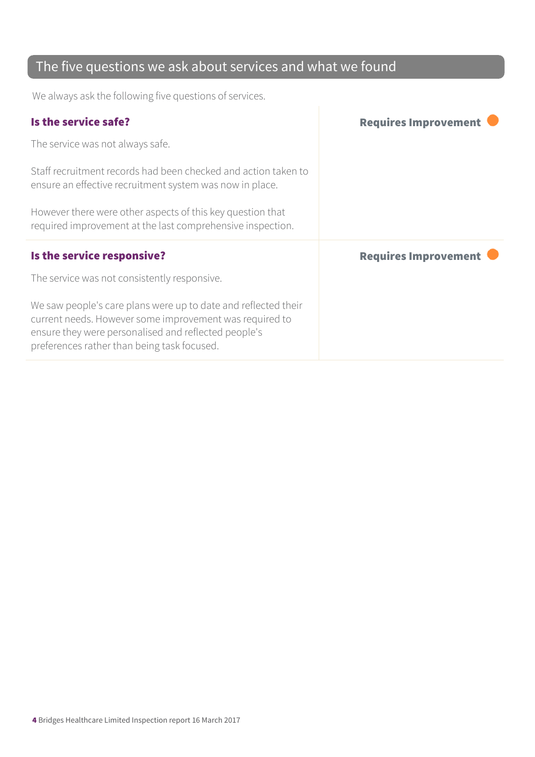## The five questions we ask about services and what we found

We always ask the following five questions of services.

### Is the service safe?

**Requires Improvement**

The service was not always safe.

Staff recruitment records had been checked and action taken to ensure an effective recruitment system was now in place.

However there were other aspects of this key question that required improvement at the last comprehensive inspection.

### Is the service responsive?

**Requires Improvement**

The service was not consistently responsive.

We saw people's care plans were up to date and reflected their current needs. However some improvement was required to ensure they were personalised and reflected people's preferences rather than being task focused.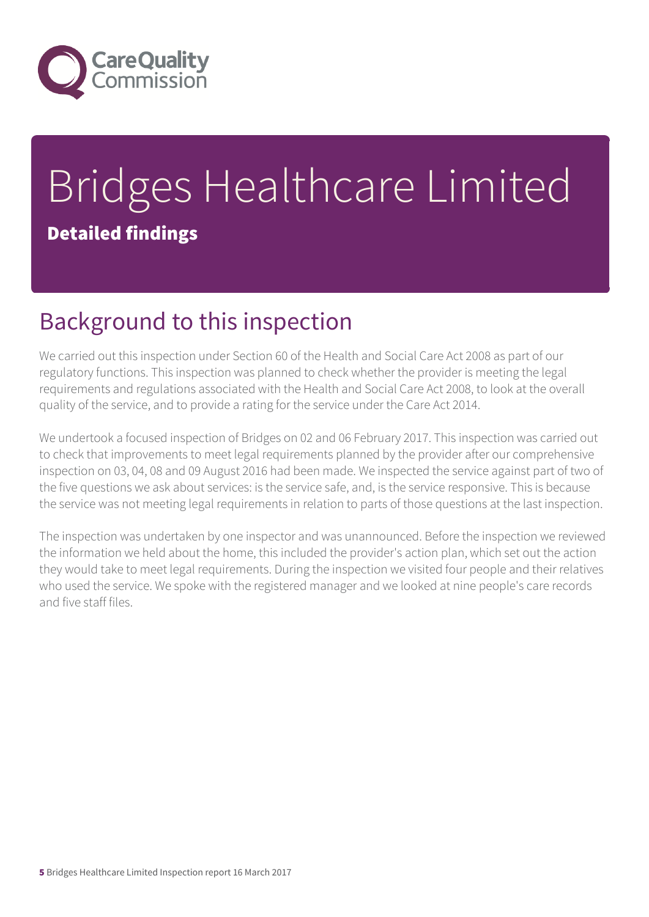# Bridges Healthcare Limited

## Detailed findings

## Background to this inspection

We carried out this inspection under Section 60 of the Health and Social Care Act 2008 as part of our regulatory functions. This inspection was planned to check whether the provider is meeting the legal requirements and regulations associated with the Health and Social Care Act 2008, to look at the overall quality of the service, and to provide a rating for the service under the Care Act 2014.

We undertook a focused inspection of Bridges on 02 and 06 February 2017. This inspection was carried out to check that improvements to meet legal requirements planned by the provider after our comprehensive inspection on 03, 04, 08 and 09 August 2016 had been made. We inspected the service against part of two of the five questions we ask about services: is the service safe, and, is the service responsive. This is because the service was not meeting legal requirements in relation to parts of those questions at the last inspection.

The inspection was undertaken by one inspector and was unannounced. Before the inspection we reviewed the information we held about the home, this included the provider's action plan, which set out the action they would take to meet legal requirements. During the inspection we visited four people and their relatives who used the service. We spoke with the registered manager and we looked at nine people's care records and five staff files.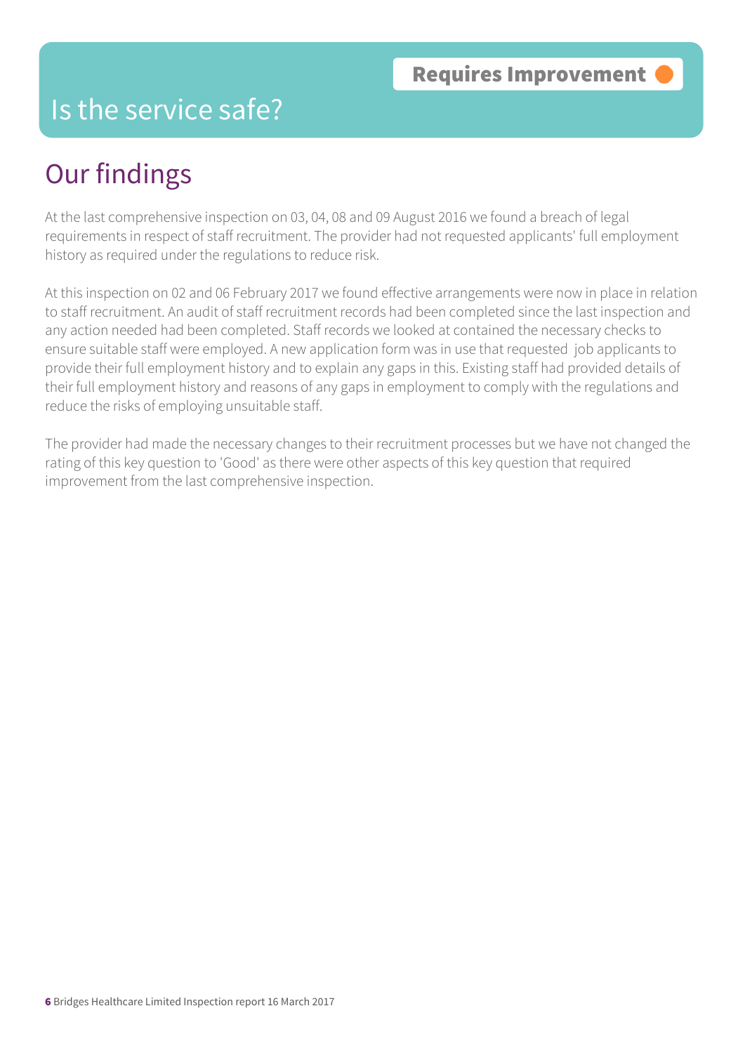# Is the service safe?

**Requires Improvement**

## Our findings

At the last comprehensive inspection on 03, 04, 08 and 09 August 2016 we found a breach of legal requirements in respect of staff recruitment. The provider had not requested applicants' full employment history as required under the regulations to reduce risk.

At this inspection on 02 and 06 February 2017 we found effective arrangements were now in place in relation to staff recruitment. An audit of staff recruitment records had been completed since the last inspection and any action needed had been completed. Staff records we looked at contained the necessary checks to ensure suitable staff were employed. A new application form was in use that requested job applicants to provide their full employment history and to explain any gaps in this. Existing staff had provided details of their full employment history and reasons of any gaps in employment to comply with the regulations and reduce the risks of employing unsuitable staff.

The provider had made the necessary changes to their recruitment processes but we have not changed the rating of this key question to 'Good' as there were other aspects of this key question that required improvement from the last comprehensive inspection.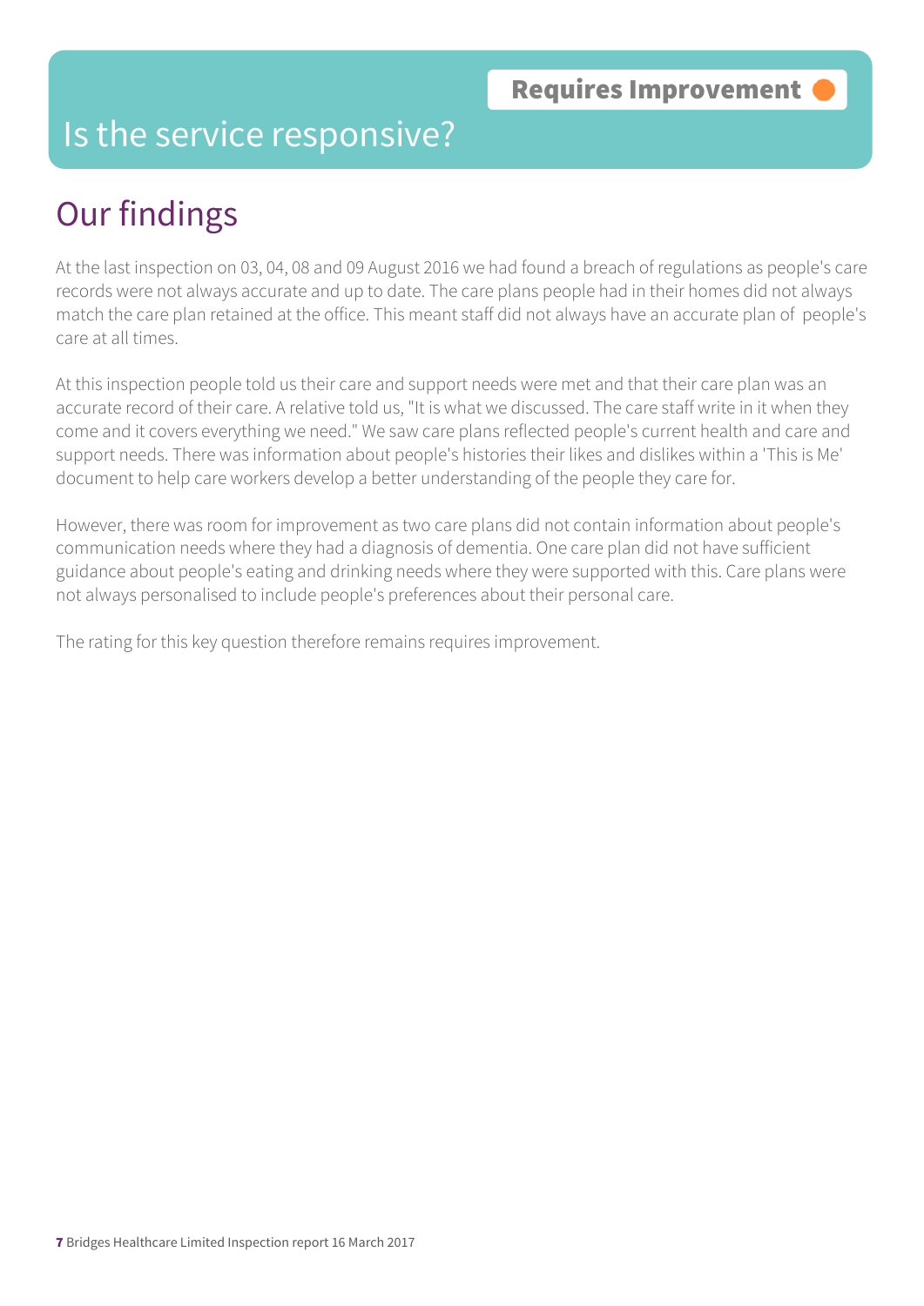# Is the service responsive?

**Requires Improvement**

## Our findings

At the last inspection on 03, 04, 08 and 09 August 2016 we had found a breach of regulations as people's care records were not always accurate and up to date. The care plans people had in their homes did not always match the care plan retained at the office. This meant staff did not always have an accurate plan of people's care at all times.

At this inspection people told us their care and support needs were met and that their care plan was an accurate record of their care. A relative told us, "It is what we discussed. The care staff write in it when they come and it covers everything we need." We saw care plans reflected people's current health and care and support needs. There was information about people's histories their likes and dislikes within a 'This is Me' document to help care workers develop a better understanding of the people they care for.

However, there was room for improvement as two care plans did not contain information about people's communication needs where they had a diagnosis of dementia. One care plan did not have sufficient guidance about people's eating and drinking needs where they were supported with this. Care plans were not always personalised to include people's preferences about their personal care.

The rating for this key question therefore remains requires improvement.